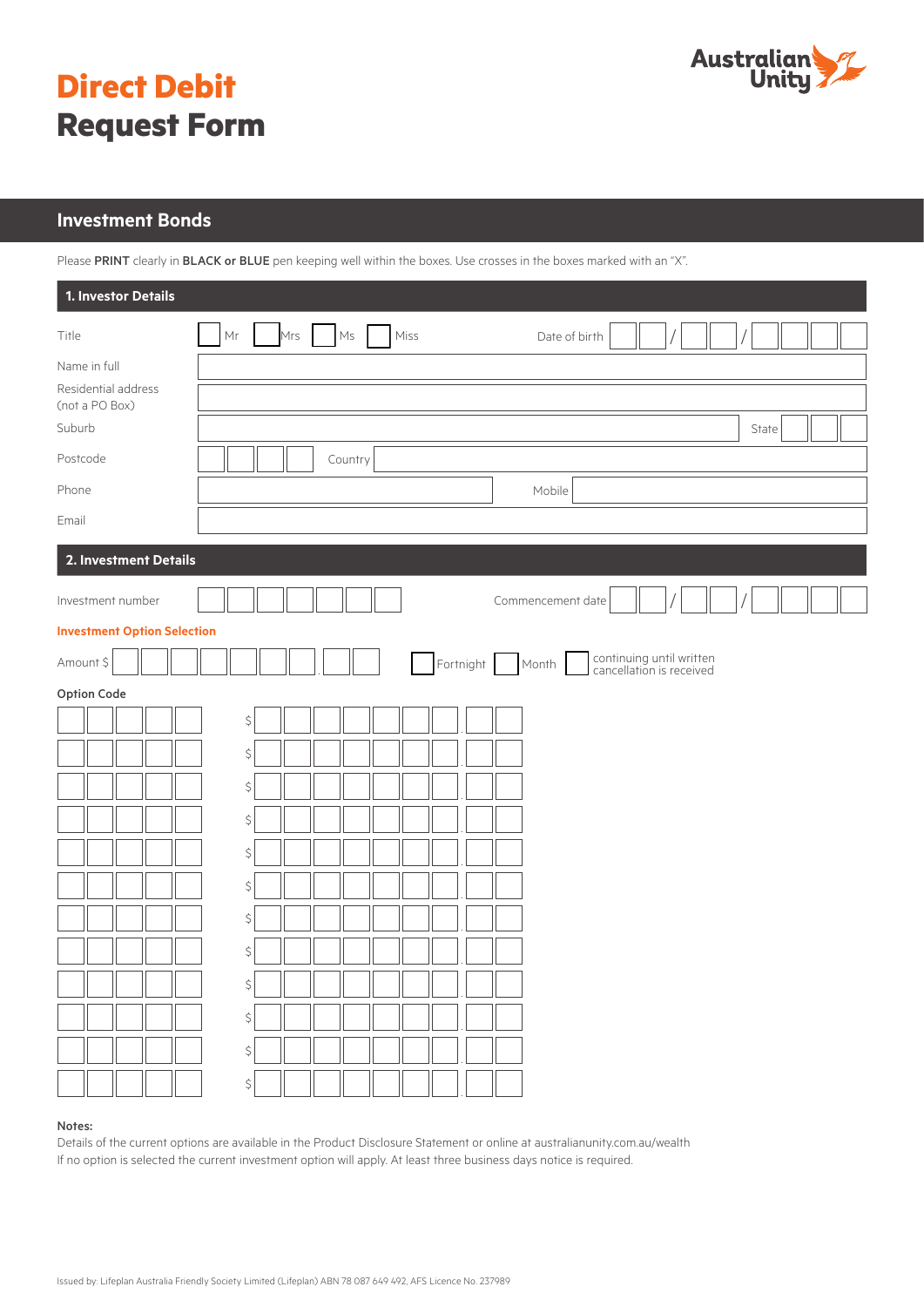# Direct Debit
# Request Form

Australian Unity

## Investment Bonds

Please **PRINT** clearly in **BLACK or BLUE** pen keeping well within the boxes. Use crosses in the boxes marked with an "X".

### 1. Investor Details

Title ☐ Mr ☐ Mrs ☐ Ms ☐ Miss Date of birth __ __ / __ __ / __ __ __ __

Name in full

Residential address (not a PO Box)

Suburb State

Postcode Country

Phone Mobile

Email

### 2. Investment Details

Investment number Commencement date __ __ / __ __ / __ __ __ __

**Investment Option Selection**

Amount $ ☐ Fortnight ☐ Month ☐ continuing until written cancellation is received

**Option Code**

| Option Code | Amount |
|---|---|
| | $ . |
| | $ . |
| | $ . |
| | $ . |
| | $ . |
| | $ . |
| | $ . |
| | $ . |
| | $ . |
| | $ . |
| | $ . |
| | $ . |

**Notes:**

Details of the current options are available in the Product Disclosure Statement or online at australianunity.com.au/wealth

If no option is selected the current investment option will apply. At least three business days notice is required.

Issued by: Lifeplan Australia Friendly Society Limited (Lifeplan) ABN 78 087 649 492, AFS Licence No. 237989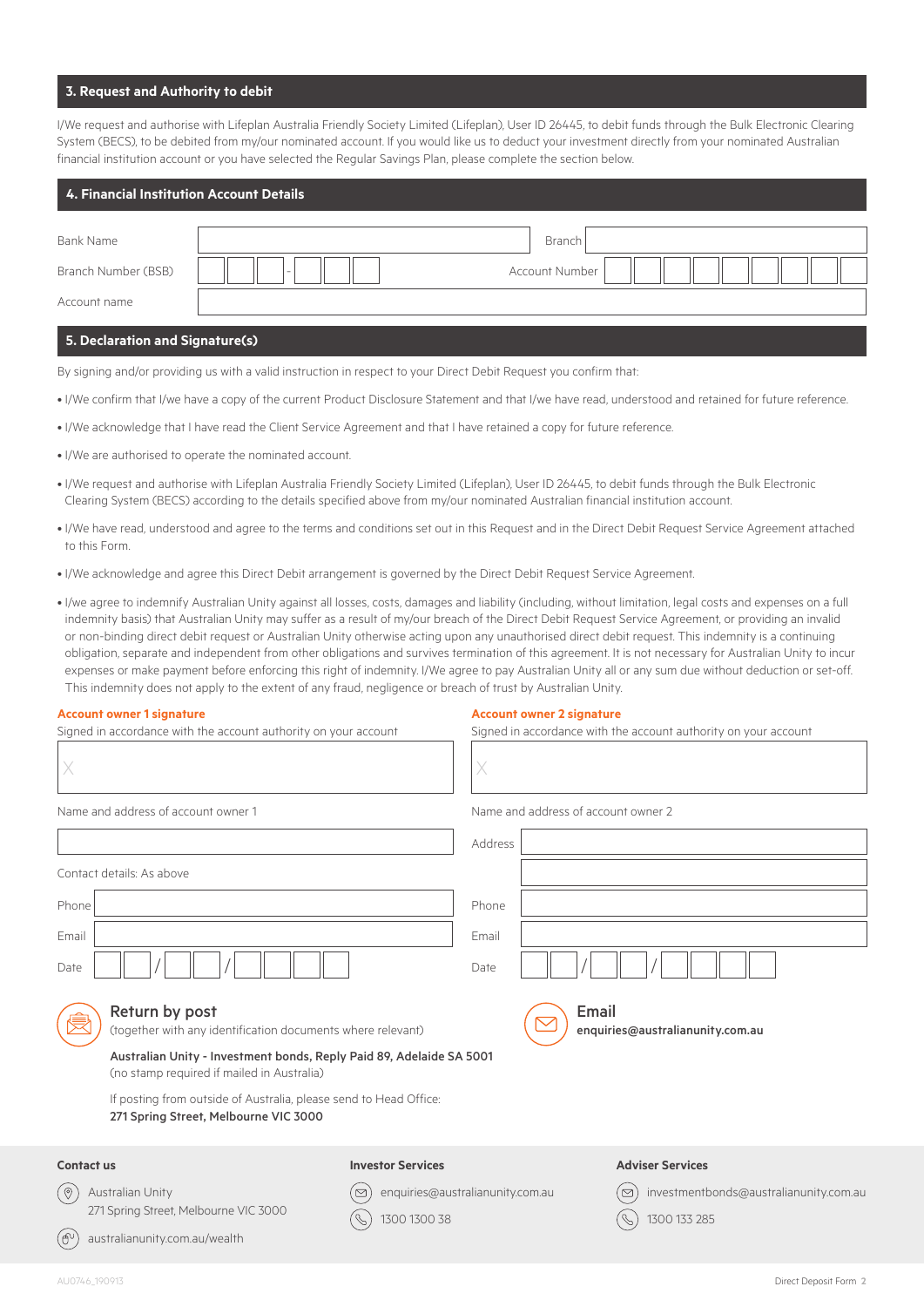## 3. Request and Authority to debit

I/We request and authorise with Lifeplan Australia Friendly Society Limited (Lifeplan), User ID 26445, to debit funds through the Bulk Electronic Clearing System (BECS), to be debited from my/our nominated account. If you would like us to deduct your investment directly from your nominated Australian financial institution account or you have selected the Regular Savings Plan, please complete the section below.

## 4. Financial Institution Account Details

| | | | |
|---|---|---|---|
| Bank Name | | Branch | |
| Branch Number (BSB) | ☐☐☐ - ☐☐☐ | Account Number | ☐☐☐☐☐☐☐☐☐ |
| Account name | | | |

## 5. Declaration and Signature(s)

By signing and/or providing us with a valid instruction in respect to your Direct Debit Request you confirm that:

- I/We confirm that I/we have a copy of the current Product Disclosure Statement and that I/we have read, understood and retained for future reference.
- I/We acknowledge that I have read the Client Service Agreement and that I have retained a copy for future reference.
- I/We are authorised to operate the nominated account.
- I/We request and authorise with Lifeplan Australia Friendly Society Limited (Lifeplan), User ID 26445, to debit funds through the Bulk Electronic Clearing System (BECS) according to the details specified above from my/our nominated Australian financial institution account.
- I/We have read, understood and agree to the terms and conditions set out in this Request and in the Direct Debit Request Service Agreement attached to this Form.
- I/We acknowledge and agree this Direct Debit arrangement is governed by the Direct Debit Request Service Agreement.
- I/we agree to indemnify Australian Unity against all losses, costs, damages and liability (including, without limitation, legal costs and expenses on a full indemnity basis) that Australian Unity may suffer as a result of my/our breach of the Direct Debit Request Service Agreement, or providing an invalid or non-binding direct debit request or Australian Unity otherwise acting upon any unauthorised direct debit request. This indemnity is a continuing obligation, separate and independent from other obligations and survives termination of this agreement. It is not necessary for Australian Unity to incur expenses or make payment before enforcing this right of indemnity. I/We agree to pay Australian Unity all or any sum due without deduction or set-off. This indemnity does not apply to the extent of any fraud, negligence or breach of trust by Australian Unity.

**Account owner 1 signature**

Signed in accordance with the account authority on your account

X

Name and address of account owner 1

Contact details: As above

Phone

Email

Date ☐☐ / ☐☐ / ☐☐☐☐

**Account owner 2 signature**

Signed in accordance with the account authority on your account

X

Name and address of account owner 2

Address

Phone

Email

Date ☐☐ / ☐☐ / ☐☐☐☐

### Return by post

(together with any identification documents where relevant)

**Australian Unity - Investment bonds, Reply Paid 89, Adelaide SA 5001**
(no stamp required if mailed in Australia)

If posting from outside of Australia, please send to Head Office:
**271 Spring Street, Melbourne VIC 3000**

### Email

**enquiries@australianunity.com.au**

**Contact us**

Australian Unity
271 Spring Street, Melbourne VIC 3000

australianunity.com.au/wealth

**Investor Services**

enquiries@australianunity.com.au

1300 1300 38

**Adviser Services**

investmentbonds@australianunity.com.au

1300 133 285

AU0746_190913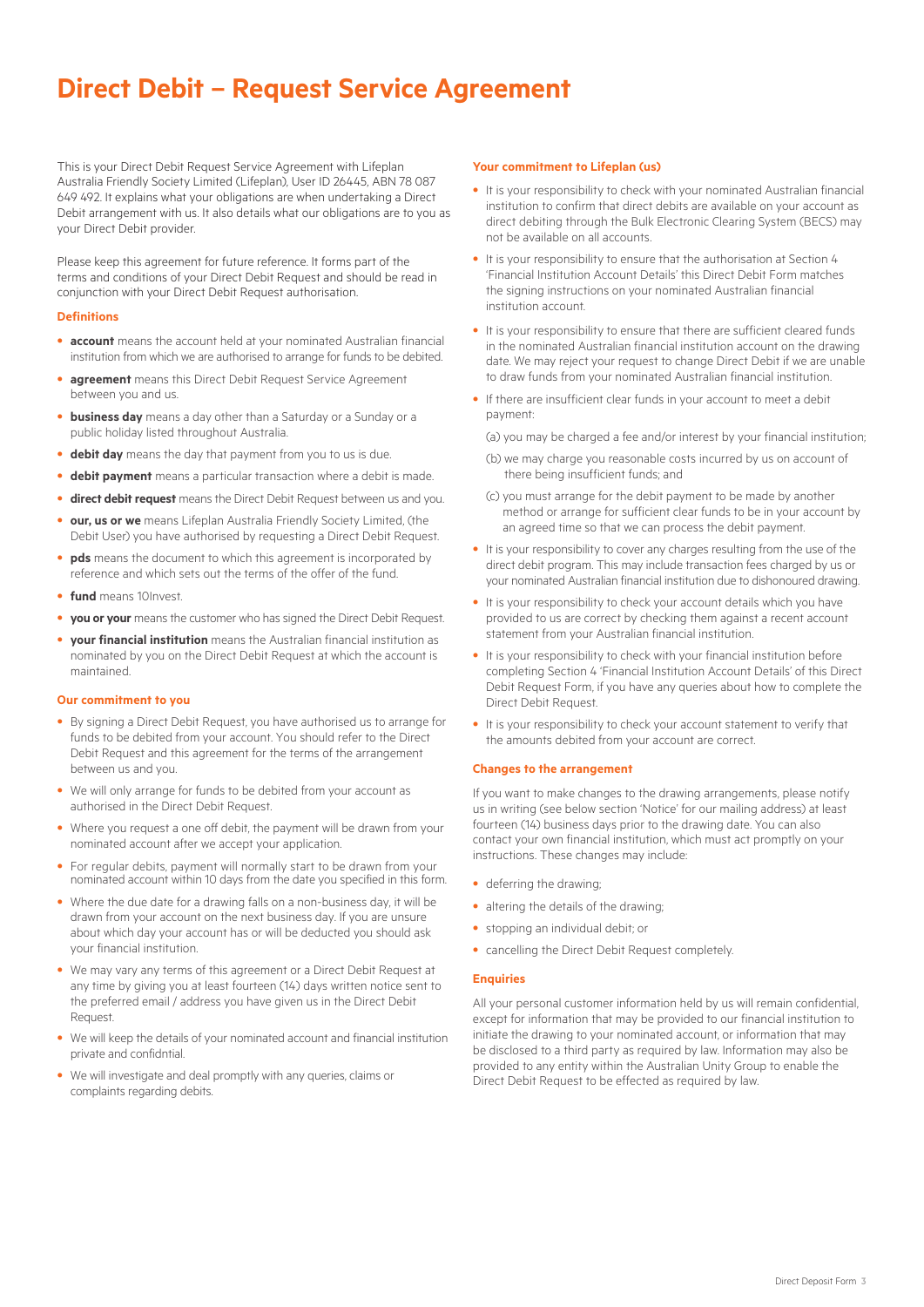# Direct Debit – Request Service Agreement

This is your Direct Debit Request Service Agreement with Lifeplan Australia Friendly Society Limited (Lifeplan), User ID 26445, ABN 78 087 649 492. It explains what your obligations are when undertaking a Direct Debit arrangement with us. It also details what our obligations are to you as your Direct Debit provider.

Please keep this agreement for future reference. It forms part of the terms and conditions of your Direct Debit Request and should be read in conjunction with your Direct Debit Request authorisation.

### Definitions

- **account** means the account held at your nominated Australian financial institution from which we are authorised to arrange for funds to be debited.
- **agreement** means this Direct Debit Request Service Agreement between you and us.
- **business day** means a day other than a Saturday or a Sunday or a public holiday listed throughout Australia.
- **debit day** means the day that payment from you to us is due.
- **debit payment** means a particular transaction where a debit is made.
- **direct debit request** means the Direct Debit Request between us and you.
- **our, us or we** means Lifeplan Australia Friendly Society Limited, (the Debit User) you have authorised by requesting a Direct Debit Request.
- **pds** means the document to which this agreement is incorporated by reference and which sets out the terms of the offer of the fund.
- **fund** means 10Invest.
- **you or your** means the customer who has signed the Direct Debit Request.
- **your financial institution** means the Australian financial institution as nominated by you on the Direct Debit Request at which the account is maintained.

### Our commitment to you

- By signing a Direct Debit Request, you have authorised us to arrange for funds to be debited from your account. You should refer to the Direct Debit Request and this agreement for the terms of the arrangement between us and you.
- We will only arrange for funds to be debited from your account as authorised in the Direct Debit Request.
- Where you request a one off debit, the payment will be drawn from your nominated account after we accept your application.
- For regular debits, payment will normally start to be drawn from your nominated account within 10 days from the date you specified in this form.
- Where the due date for a drawing falls on a non-business day, it will be drawn from your account on the next business day. If you are unsure about which day your account has or will be deducted you should ask your financial institution.
- We may vary any terms of this agreement or a Direct Debit Request at any time by giving you at least fourteen (14) days written notice sent to the preferred email / address you have given us in the Direct Debit Request.
- We will keep the details of your nominated account and financial institution private and confidntial.
- We will investigate and deal promptly with any queries, claims or complaints regarding debits.

### Your commitment to Lifeplan (us)

- It is your responsibility to check with your nominated Australian financial institution to confirm that direct debits are available on your account as direct debiting through the Bulk Electronic Clearing System (BECS) may not be available on all accounts.
- It is your responsibility to ensure that the authorisation at Section 4 'Financial Institution Account Details' this Direct Debit Form matches the signing instructions on your nominated Australian financial institution account.
- It is your responsibility to ensure that there are sufficient cleared funds in the nominated Australian financial institution account on the drawing date. We may reject your request to change Direct Debit if we are unable to draw funds from your nominated Australian financial institution.
- If there are insufficient clear funds in your account to meet a debit payment:

  (a) you may be charged a fee and/or interest by your financial institution;

  (b) we may charge you reasonable costs incurred by us on account of there being insufficient funds; and

  (c) you must arrange for the debit payment to be made by another method or arrange for sufficient clear funds to be in your account by an agreed time so that we can process the debit payment.
- It is your responsibility to cover any charges resulting from the use of the direct debit program. This may include transaction fees charged by us or your nominated Australian financial institution due to dishonoured drawing.
- It is your responsibility to check your account details which you have provided to us are correct by checking them against a recent account statement from your Australian financial institution.
- It is your responsibility to check with your financial institution before completing Section 4 'Financial Institution Account Details' of this Direct Debit Request Form, if you have any queries about how to complete the Direct Debit Request.
- It is your responsibility to check your account statement to verify that the amounts debited from your account are correct.

### Changes to the arrangement

If you want to make changes to the drawing arrangements, please notify us in writing (see below section 'Notice' for our mailing address) at least fourteen (14) business days prior to the drawing date. You can also contact your own financial institution, which must act promptly on your instructions. These changes may include:

- deferring the drawing;
- altering the details of the drawing;
- stopping an individual debit; or
- cancelling the Direct Debit Request completely.

### Enquiries

All your personal customer information held by us will remain confidential, except for information that may be provided to our financial institution to initiate the drawing to your nominated account, or information that may be disclosed to a third party as required by law. Information may also be provided to any entity within the Australian Unity Group to enable the Direct Debit Request to be effected as required by law.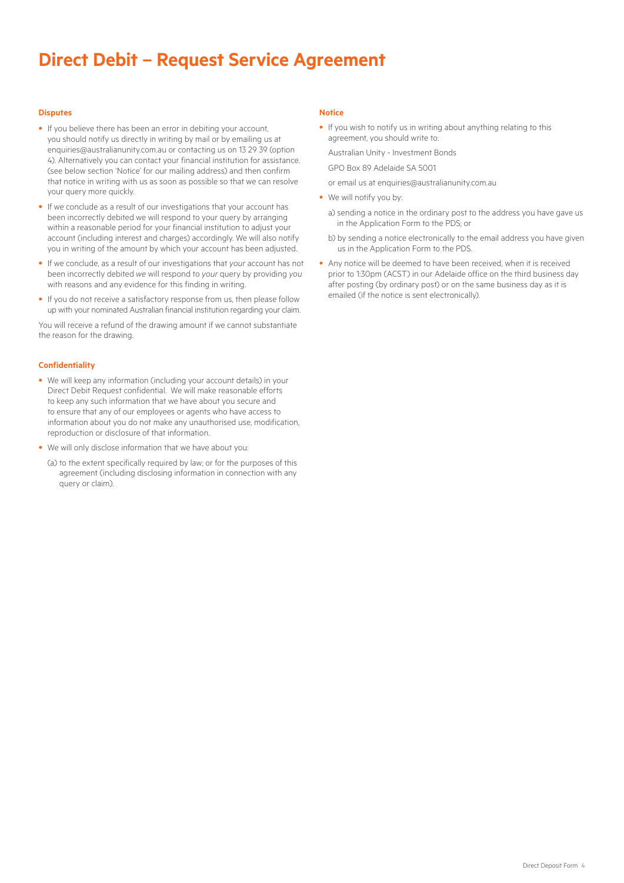# Direct Debit – Request Service Agreement

### Disputes

- If you believe there has been an error in debiting your account, you should notify us directly in writing by mail or by emailing us at enquiries@australianunity.com.au or contacting us on 13 29 39 (option 4). Alternatively you can contact your financial institution for assistance. (see below section 'Notice' for our mailing address) and then confirm that notice in writing with us as soon as possible so that we can resolve your query more quickly.
- If we conclude as a result of our investigations that your account has been incorrectly debited we will respond to your query by arranging within a reasonable period for your financial institution to adjust your account (including interest and charges) accordingly. We will also notify you in writing of the amount by which your account has been adjusted.
- If we conclude, as a result of our investigations that *your* account has not been incorrectly debited *we* will respond to *your* query by providing *you* with reasons and any evidence for this finding in writing.
- If you do not receive a satisfactory response from us, then please follow up with your nominated Australian financial institution regarding your claim.

You will receive a refund of the drawing amount if we cannot substantiate the reason for the drawing.

### Confidentiality

- We will keep any information (including your account details) in your Direct Debit Request confidential. We will make reasonable efforts to keep any such information that we have about you secure and to ensure that any of our employees or agents who have access to information about you do not make any unauthorised use, modification, reproduction or disclosure of that information.
- We will only disclose information that we have about you:

  (a) to the extent specifically required by law; or for the purposes of this agreement (including disclosing information in connection with any query or claim).

### Notice

- If you wish to notify us in writing about anything relating to this agreement, you should write to:

  Australian Unity - Investment Bonds

  GPO Box 89 Adelaide SA 5001

  or email us at enquiries@australianunity.com.au

- We will notify you by:

  a) sending a notice in the ordinary post to the address you have gave us in the Application Form to the PDS; or

  b) by sending a notice electronically to the email address you have given us in the Application Form to the PDS.

- Any notice will be deemed to have been received, when it is received prior to 1:30pm (ACST) in our Adelaide office on the third business day after posting (by ordinary post) or on the same business day as it is emailed (if the notice is sent electronically).